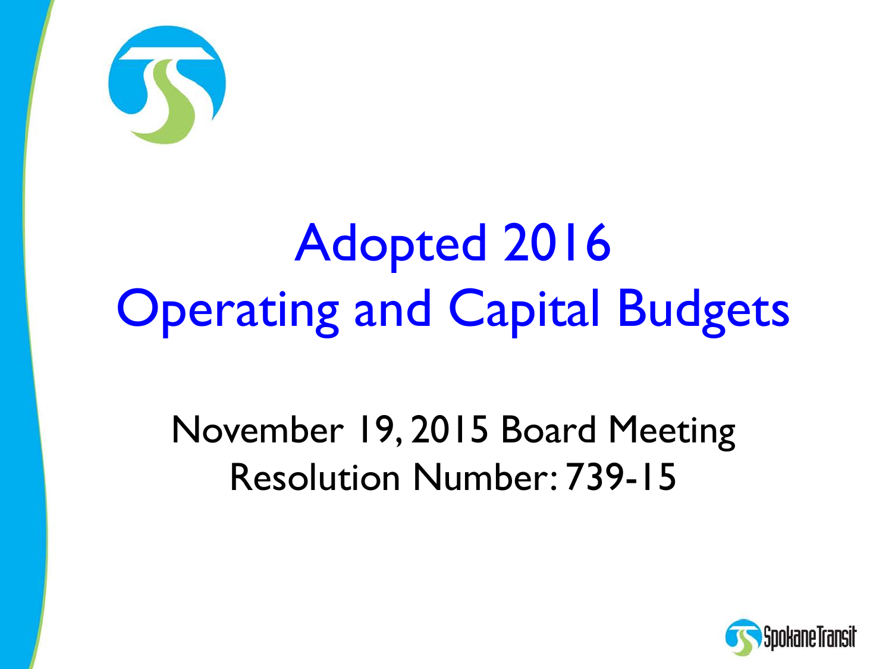# Adopted 2016 Operating and Capital Budgets

November 19, 2015 Board Meeting
Resolution Number: 739-15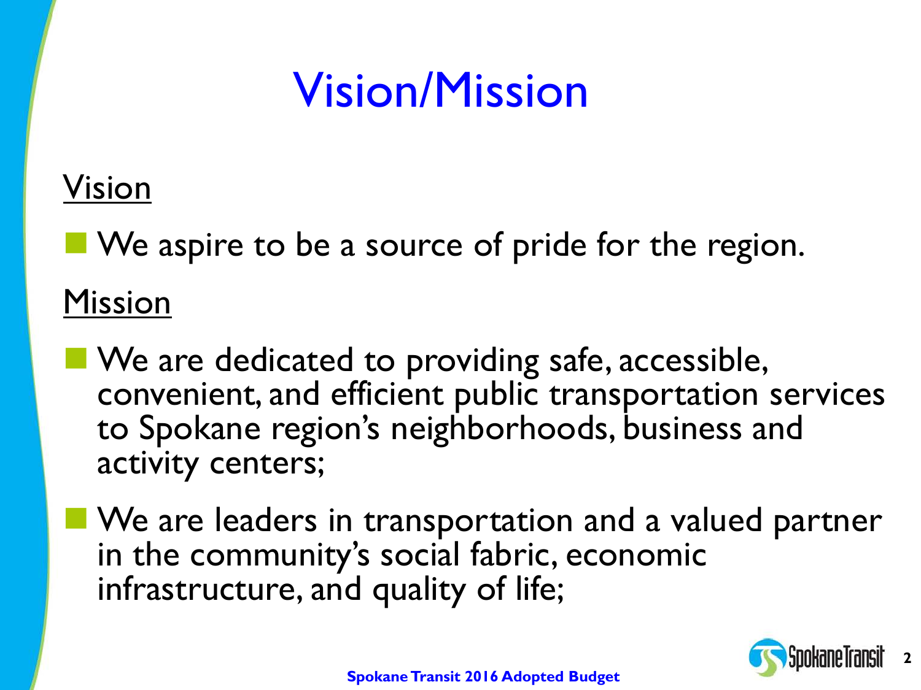# Vision/Mission

## Vision

- We aspire to be a source of pride for the region.

## Mission

- We are dedicated to providing safe, accessible, convenient, and efficient public transportation services to Spokane region's neighborhoods, business and activity centers;
- We are leaders in transportation and a valued partner in the community's social fabric, economic infrastructure, and quality of life;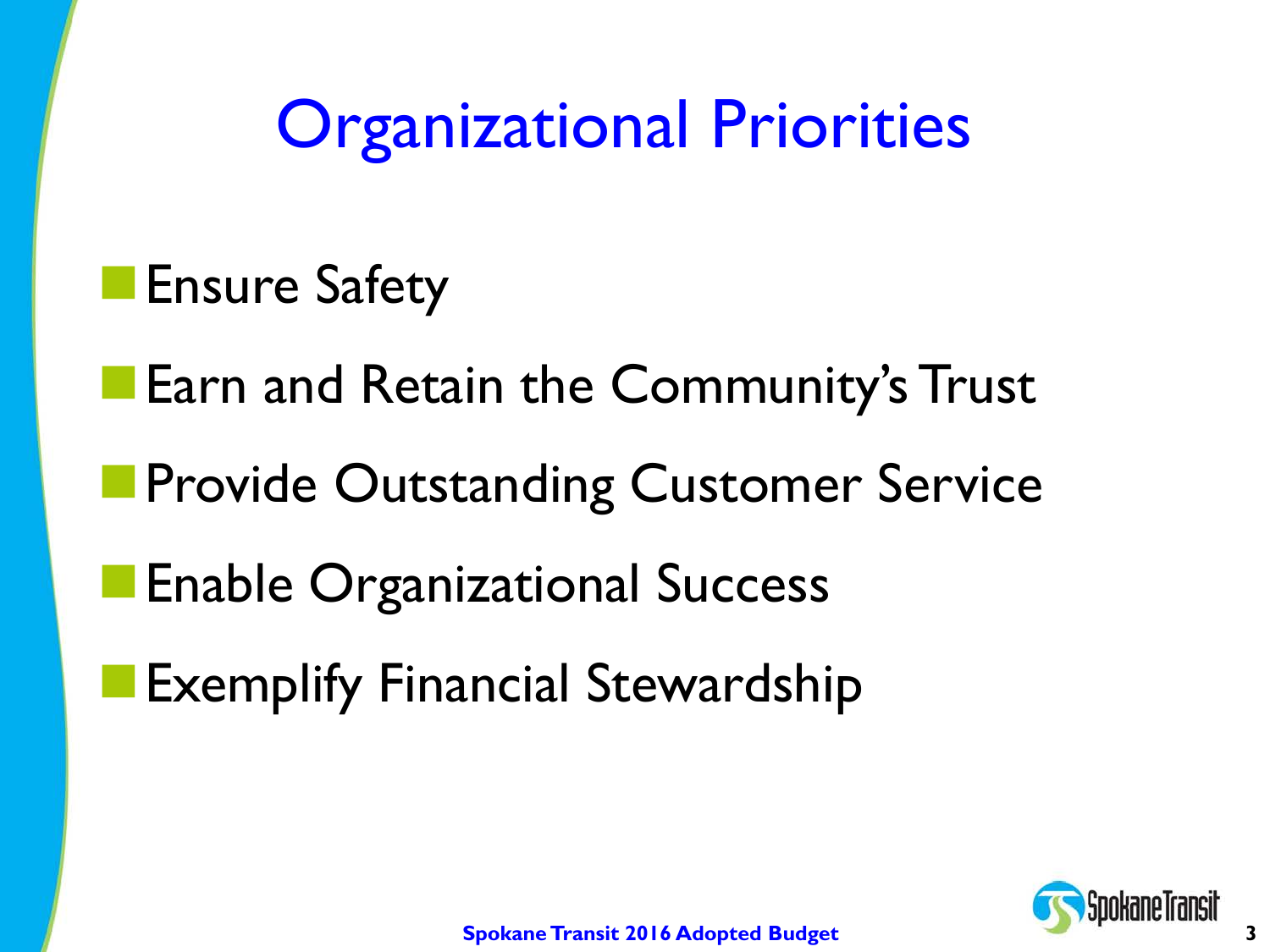# Organizational Priorities

- Ensure Safety
- Earn and Retain the Community's Trust
- Provide Outstanding Customer Service
- Enable Organizational Success
- Exemplify Financial Stewardship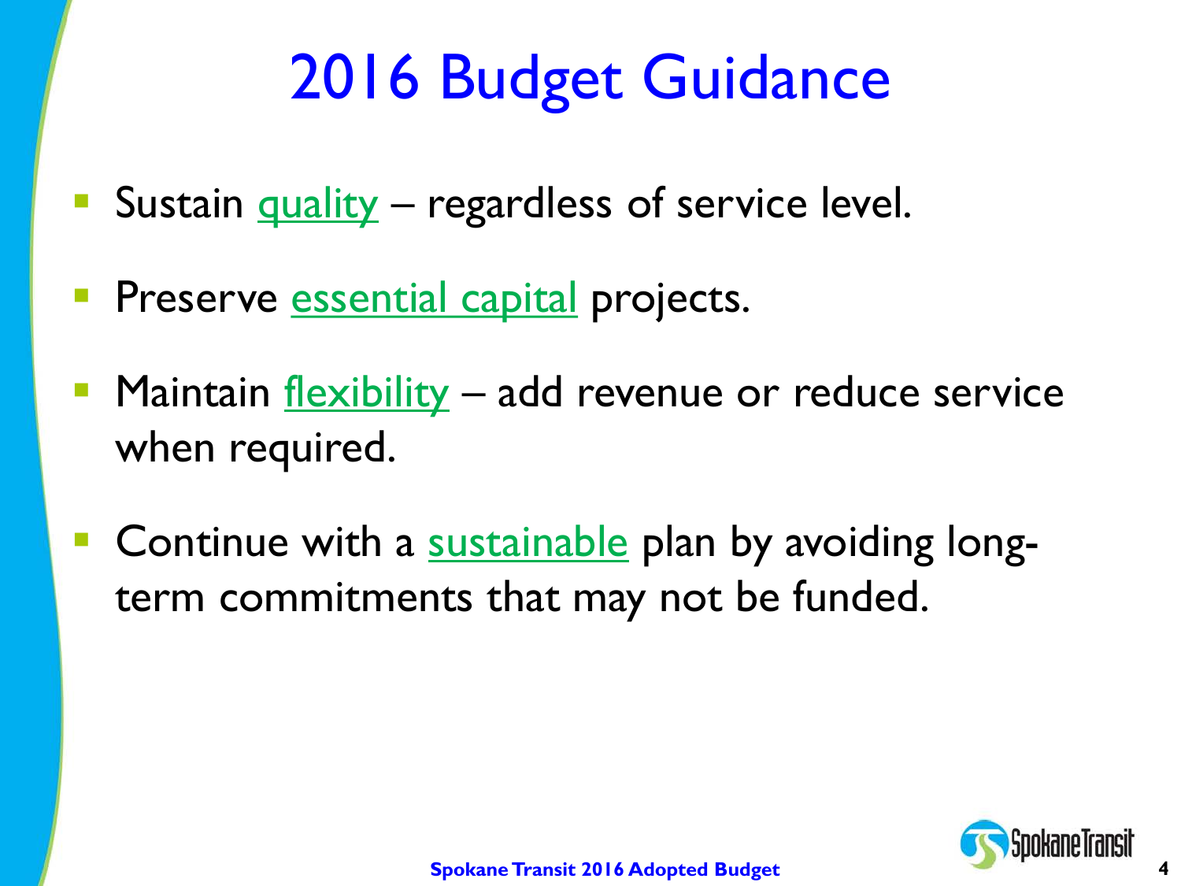# 2016 Budget Guidance

- Sustain quality – regardless of service level.
- Preserve essential capital projects.
- Maintain flexibility – add revenue or reduce service when required.
- Continue with a sustainable plan by avoiding long-term commitments that may not be funded.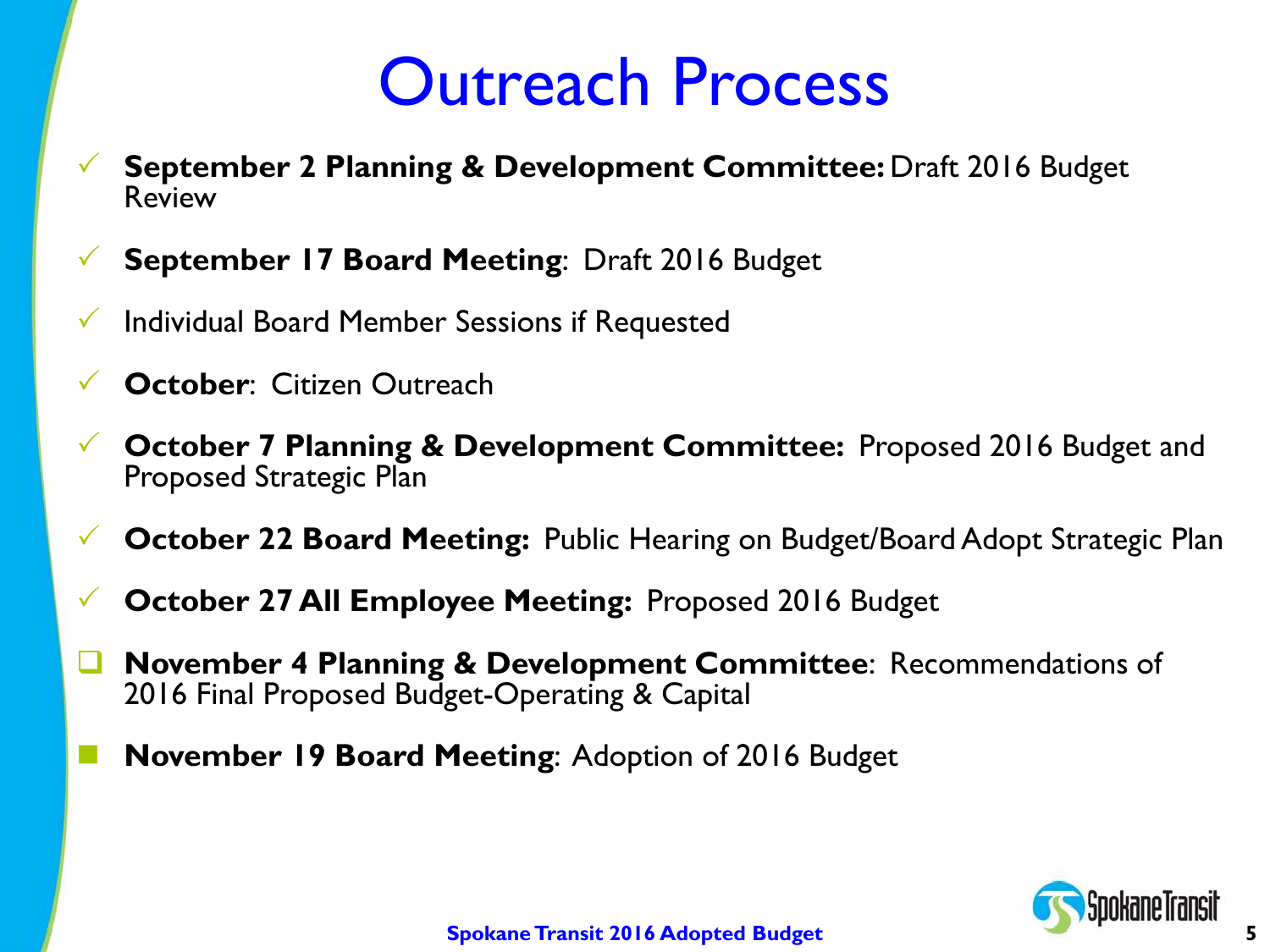# Outreach Process

- ✓ **September 2 Planning & Development Committee:** Draft 2016 Budget Review
- ✓ **September 17 Board Meeting**: Draft 2016 Budget
- ✓ Individual Board Member Sessions if Requested
- ✓ **October**: Citizen Outreach
- ✓ **October 7 Planning & Development Committee:** Proposed 2016 Budget and Proposed Strategic Plan
- ✓ **October 22 Board Meeting:** Public Hearing on Budget/Board Adopt Strategic Plan
- ✓ **October 27 All Employee Meeting:** Proposed 2016 Budget
- ❑ **November 4 Planning & Development Committee**: Recommendations of 2016 Final Proposed Budget-Operating & Capital
- ■ **November 19 Board Meeting**: Adoption of 2016 Budget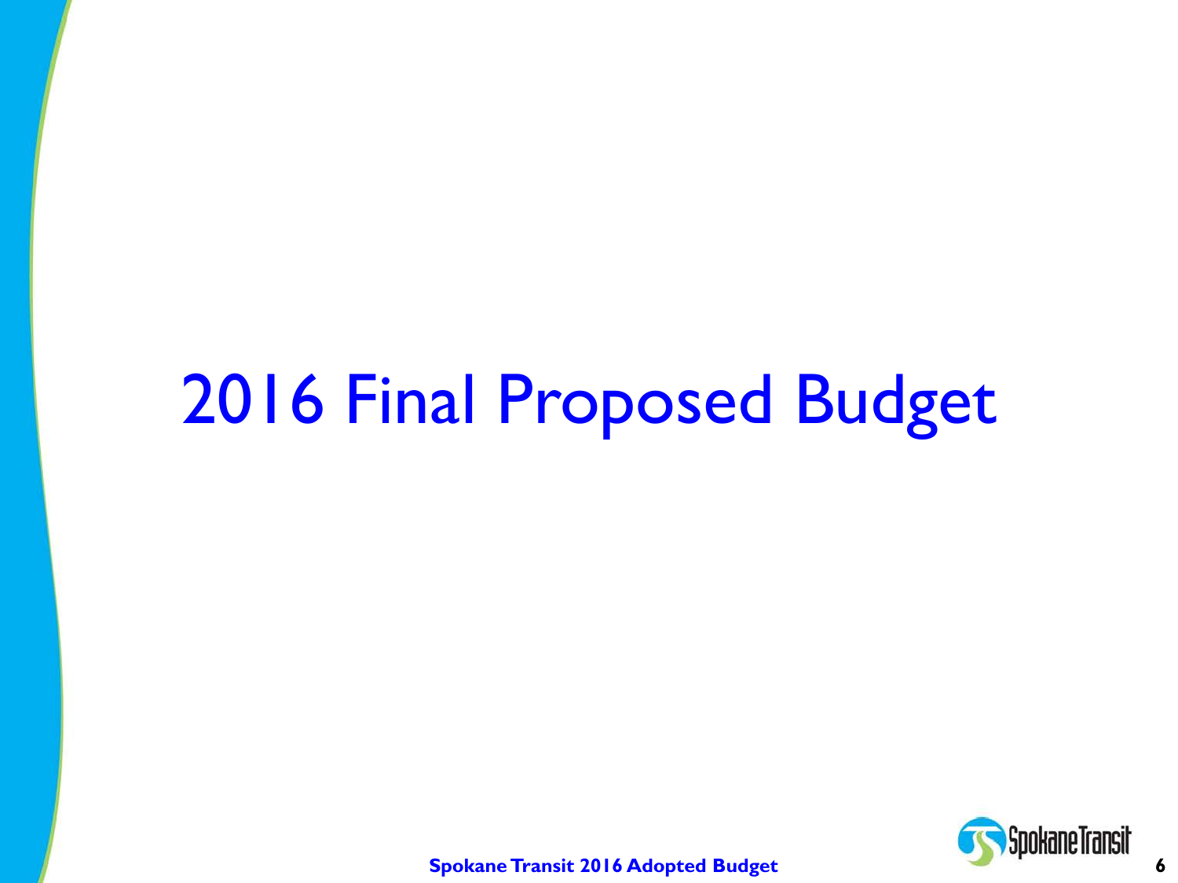# 2016 Final Proposed Budget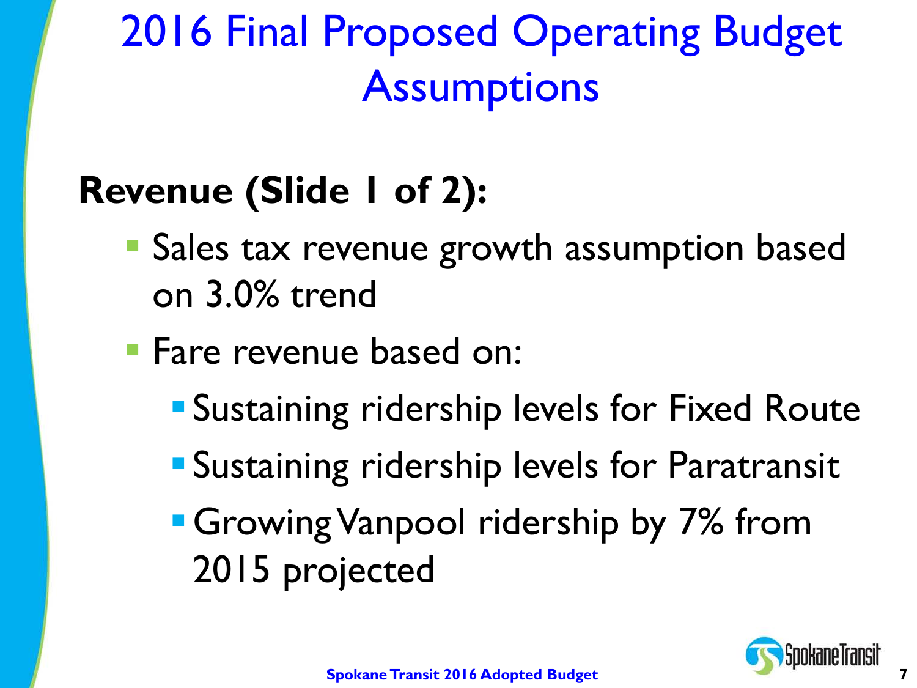# 2016 Final Proposed Operating Budget Assumptions

**Revenue (Slide 1 of 2):**

- Sales tax revenue growth assumption based on 3.0% trend
- Fare revenue based on:
  - Sustaining ridership levels for Fixed Route
  - Sustaining ridership levels for Paratransit
  - Growing Vanpool ridership by 7% from 2015 projected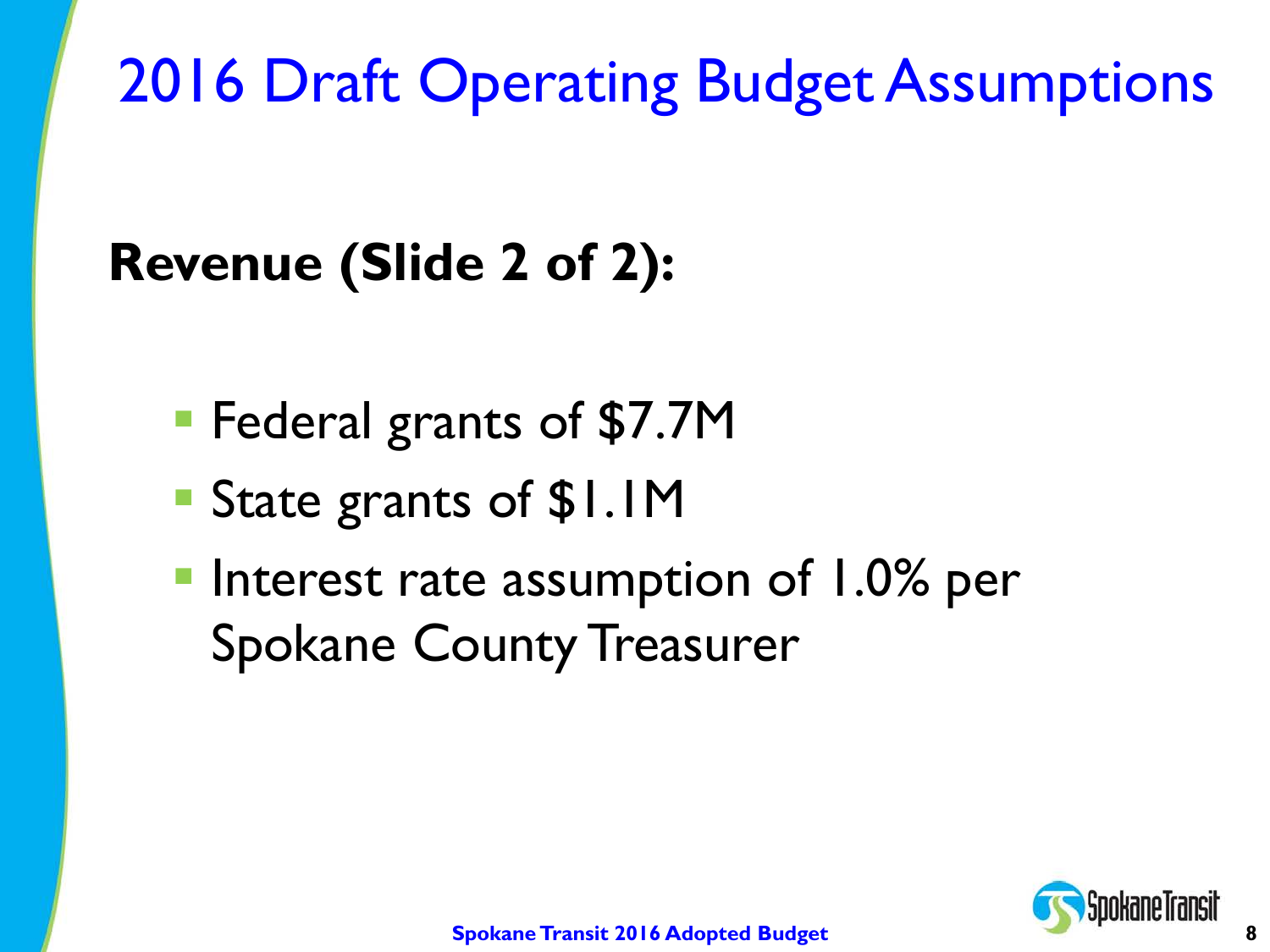# 2016 Draft Operating Budget Assumptions

**Revenue (Slide 2 of 2):**

- Federal grants of $7.7M
- State grants of $1.1M
- Interest rate assumption of 1.0% per Spokane County Treasurer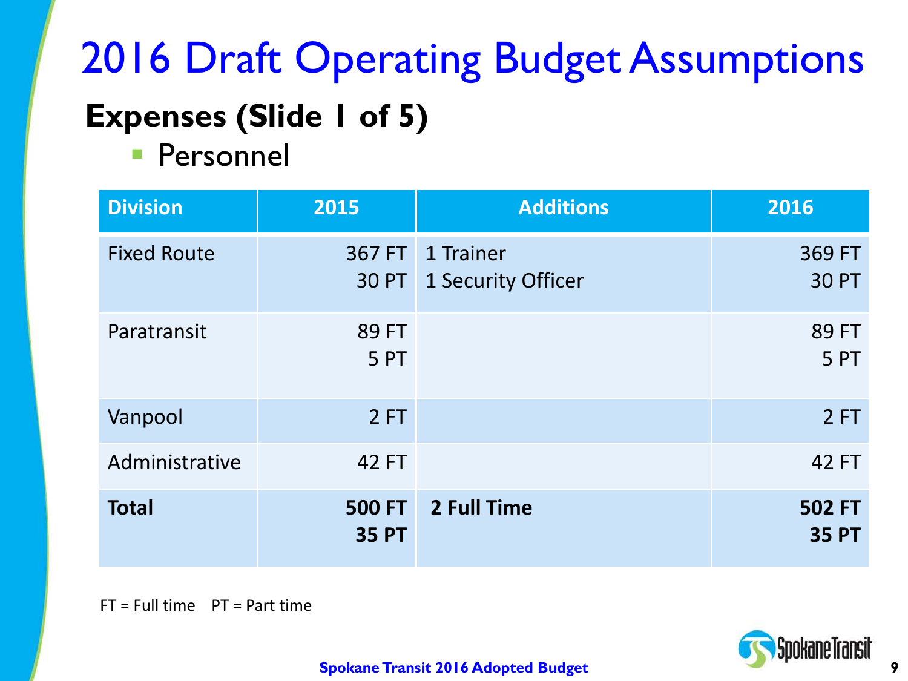# 2016 Draft Operating Budget Assumptions

## Expenses (Slide 1 of 5)

- Personnel

| Division | 2015 | Additions | 2016 |
|---|---|---|---|
| Fixed Route | 367 FT<br>30 PT | 1 Trainer<br>1 Security Officer | 369 FT<br>30 PT |
| Paratransit | 89 FT<br>5 PT | | 89 FT<br>5 PT |
| Vanpool | 2 FT | | 2 FT |
| Administrative | 42 FT | | 42 FT |
| **Total** | **500 FT<br>35 PT** | **2 Full Time** | **502 FT<br>35 PT** |

FT = Full time    PT = Part time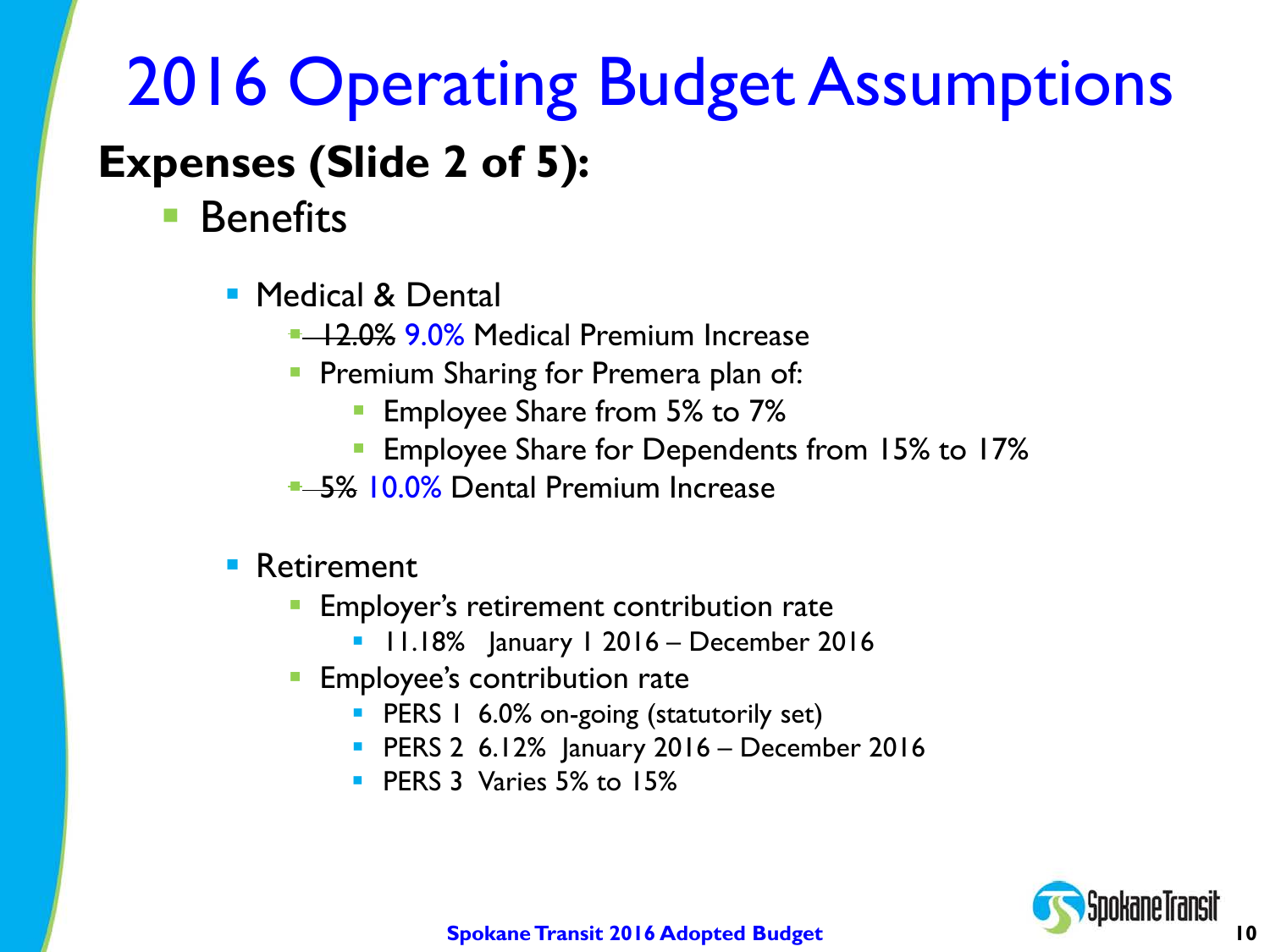# 2016 Operating Budget Assumptions

## Expenses (Slide 2 of 5):

- Benefits
  - Medical & Dental
    - ~~12.0%~~ 9.0% Medical Premium Increase
    - Premium Sharing for Premera plan of:
      - Employee Share from 5% to 7%
      - Employee Share for Dependents from 15% to 17%
    - ~~5%~~ 10.0% Dental Premium Increase
  - Retirement
    - Employer's retirement contribution rate
      - 11.18% January 1 2016 – December 2016
    - Employee's contribution rate
      - PERS 1 6.0% on-going (statutorily set)
      - PERS 2 6.12% January 2016 – December 2016
      - PERS 3 Varies 5% to 15%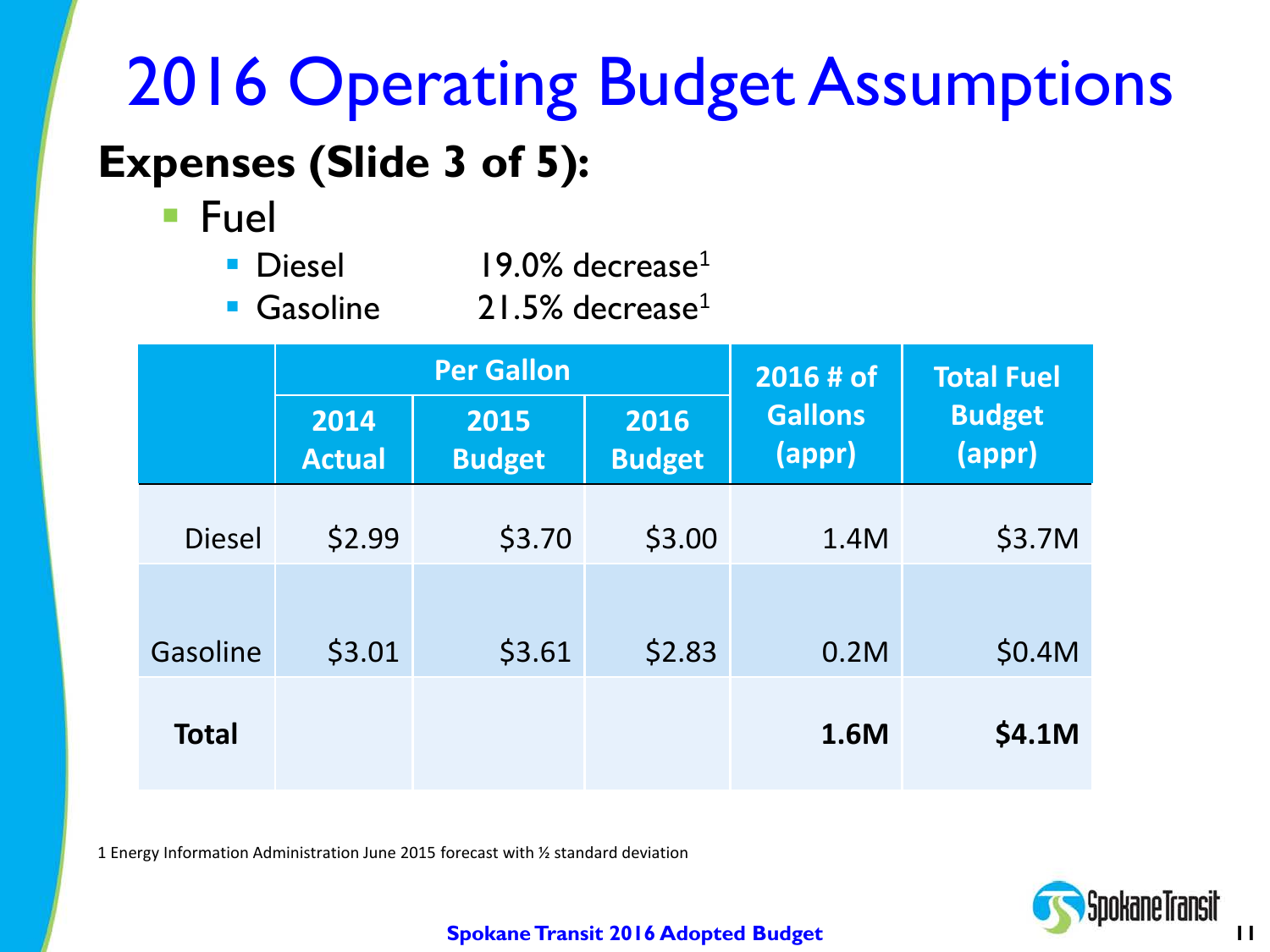# 2016 Operating Budget Assumptions

## Expenses (Slide 3 of 5):

- Fuel
  - Diesel 19.0% decrease[1]
  - Gasoline 21.5% decrease[1]

| | Per Gallon | | | 2016 # of Gallons (appr) | Total Fuel Budget (appr) |
|---|---|---|---|---|---|
| | 2014 Actual | 2015 Budget | 2016 Budget | | |
| Diesel | $2.99 | $3.70 | $3.00 | 1.4M | $3.7M |
| Gasoline | $3.01 | $3.61 | $2.83 | 0.2M | $0.4M |
| **Total** | | | | **1.6M** | **$4.1M** |

1 Energy Information Administration June 2015 forecast with ½ standard deviation

**Spokane Transit 2016 Adopted Budget**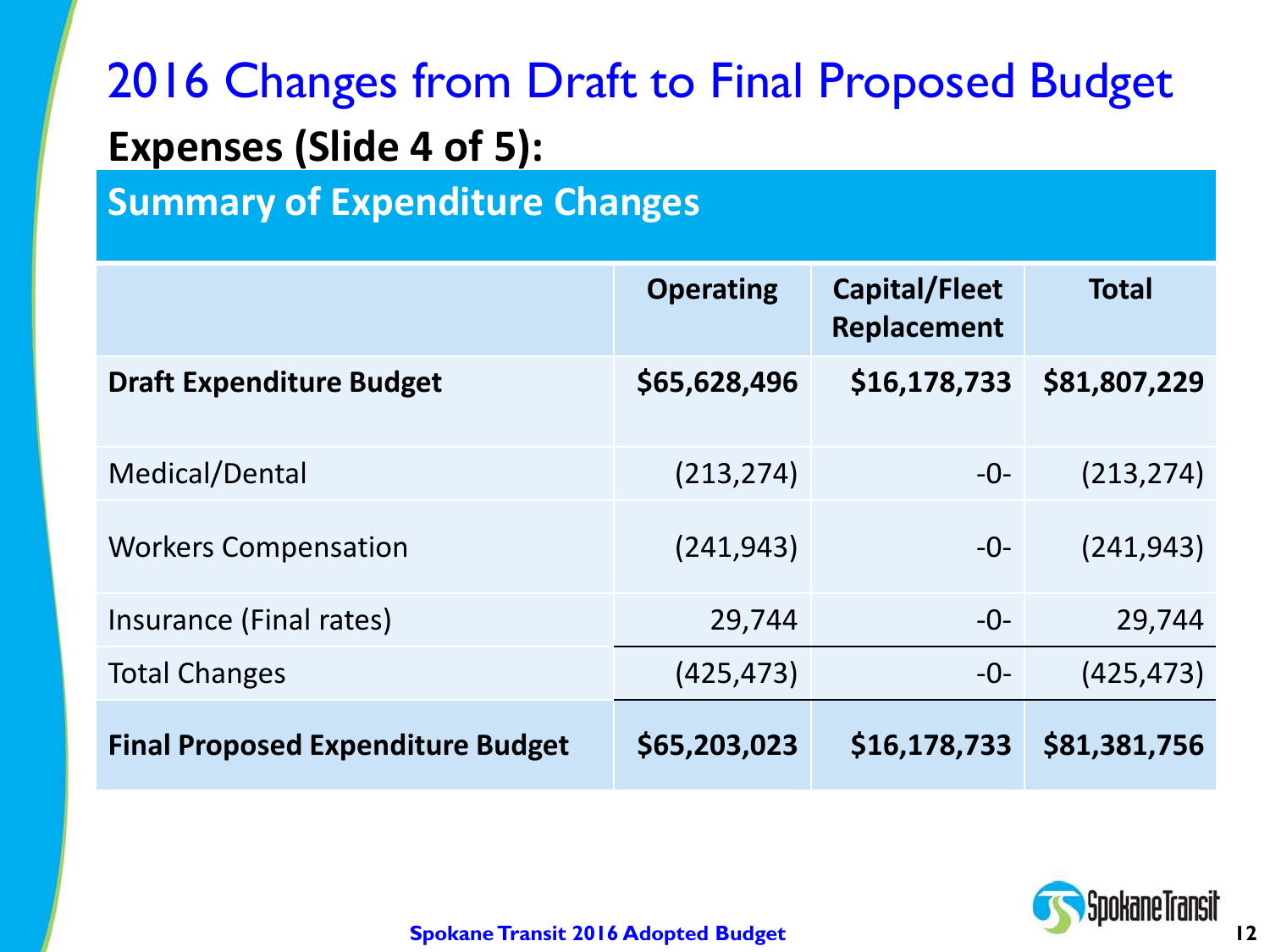# 2016 Changes from Draft to Final Proposed Budget

## Expenses (Slide 4 of 5):

### Summary of Expenditure Changes

| | Operating | Capital/Fleet Replacement | Total |
|---|---|---|---|
| **Draft Expenditure Budget** | **$65,628,496** | **$16,178,733** | **$81,807,229** |
| Medical/Dental | (213,274) | -0- | (213,274) |
| Workers Compensation | (241,943) | -0- | (241,943) |
| Insurance (Final rates) | 29,744 | -0- | 29,744 |
| Total Changes | (425,473) | -0- | (425,473) |
| **Final Proposed Expenditure Budget** | **$65,203,023** | **$16,178,733** | **$81,381,756** |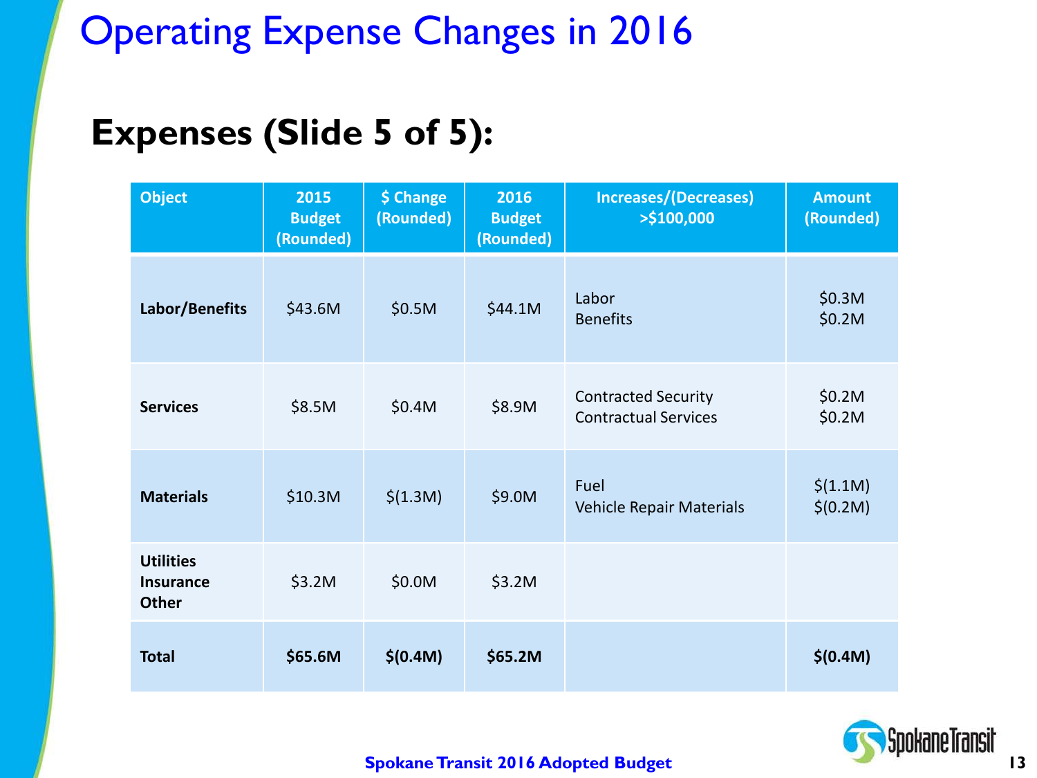# Operating Expense Changes in 2016

## Expenses (Slide 5 of 5):

| Object | 2015 Budget (Rounded) | $ Change (Rounded) | 2016 Budget (Rounded) | Increases/(Decreases) >$100,000 | Amount (Rounded) |
|---|---|---|---|---|---|
| **Labor/Benefits** | $43.6M | $0.5M | $44.1M | Labor<br>Benefits | $0.3M<br>$0.2M |
| **Services** | $8.5M | $0.4M | $8.9M | Contracted Security<br>Contractual Services | $0.2M<br>$0.2M |
| **Materials** | $10.3M | $(1.3M) | $9.0M | Fuel<br>Vehicle Repair Materials | $(1.1M)<br>$(0.2M) |
| **Utilities Insurance Other** | $3.2M | $0.0M | $3.2M | | |
| **Total** | **$65.6M** | **$(0.4M)** | **$65.2M** | | **$(0.4M)** |

**Spokane Transit 2016 Adopted Budget**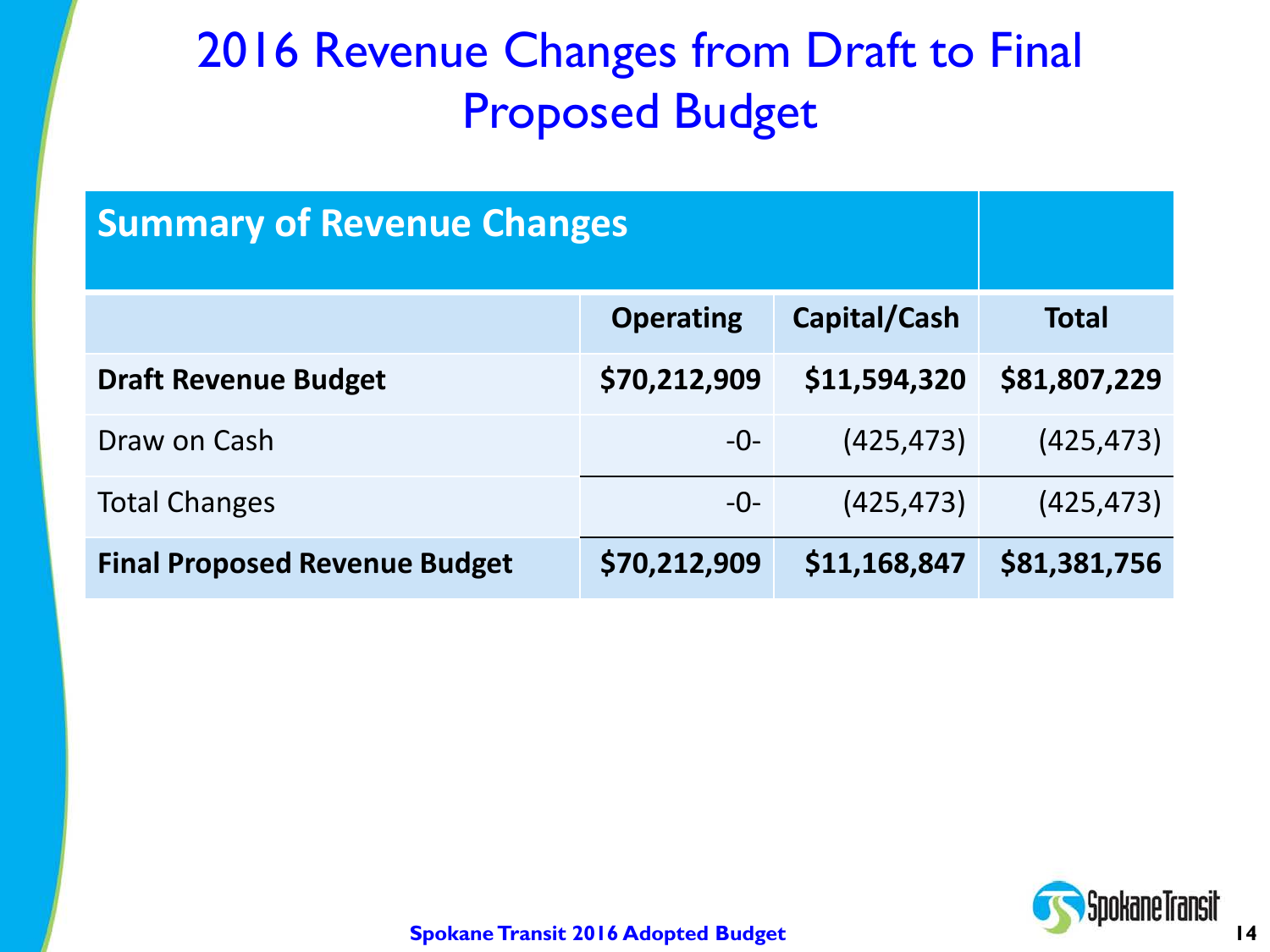# 2016 Revenue Changes from Draft to Final Proposed Budget

| Summary of Revenue Changes | | | |
|---|---|---|---|
| | **Operating** | **Capital/Cash** | **Total** |
| **Draft Revenue Budget** | **$70,212,909** | **$11,594,320** | **$81,807,229** |
| Draw on Cash | -0- | (425,473) | (425,473) |
| Total Changes | -0- | (425,473) | (425,473) |
| **Final Proposed Revenue Budget** | **$70,212,909** | **$11,168,847** | **$81,381,756** |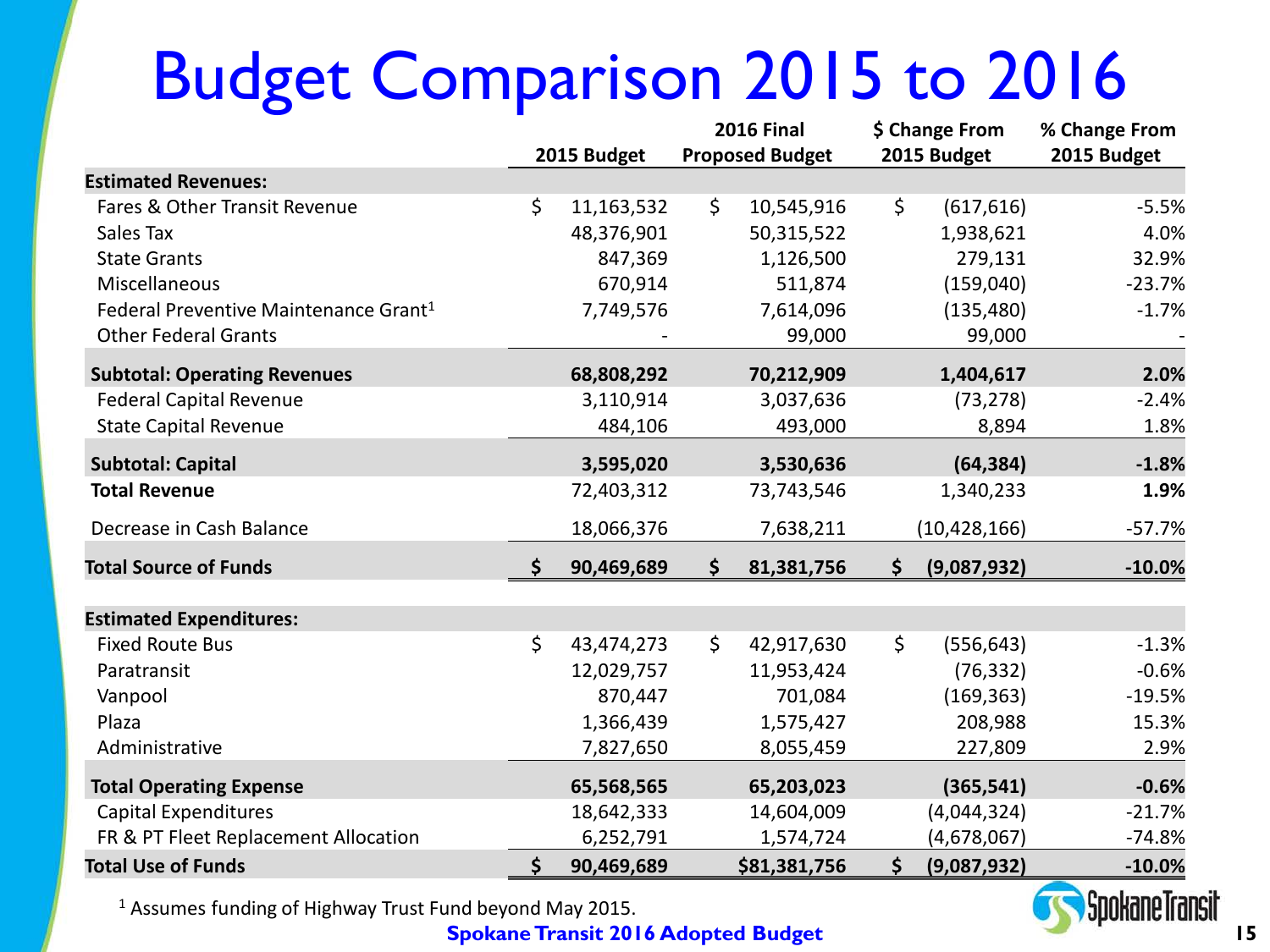# Budget Comparison 2015 to 2016

| | 2015 Budget | 2016 Final Proposed Budget | $ Change From 2015 Budget | % Change From 2015 Budget |
|---|---|---|---|---|
| **Estimated Revenues:** | | | | |
| Fares & Other Transit Revenue | $ 11,163,532 | $ 10,545,916 | $ (617,616) | -5.5% |
| Sales Tax | 48,376,901 | 50,315,522 | 1,938,621 | 4.0% |
| State Grants | 847,369 | 1,126,500 | 279,131 | 32.9% |
| Miscellaneous | 670,914 | 511,874 | (159,040) | -23.7% |
| Federal Preventive Maintenance Grant[1] | 7,749,576 | 7,614,096 | (135,480) | -1.7% |
| Other Federal Grants | - | 99,000 | 99,000 | - |
| **Subtotal: Operating Revenues** | **68,808,292** | **70,212,909** | **1,404,617** | **2.0%** |
| Federal Capital Revenue | 3,110,914 | 3,037,636 | (73,278) | -2.4% |
| State Capital Revenue | 484,106 | 493,000 | 8,894 | 1.8% |
| **Subtotal: Capital** | **3,595,020** | **3,530,636** | **(64,384)** | **-1.8%** |
| **Total Revenue** | 72,403,312 | 73,743,546 | 1,340,233 | **1.9%** |
| Decrease in Cash Balance | 18,066,376 | 7,638,211 | (10,428,166) | -57.7% |
| **Total Source of Funds** | **$ 90,469,689** | **$ 81,381,756** | **$ (9,087,932)** | **-10.0%** |
| **Estimated Expenditures:** | | | | |
| Fixed Route Bus | $ 43,474,273 | $ 42,917,630 | $ (556,643) | -1.3% |
| Paratransit | 12,029,757 | 11,953,424 | (76,332) | -0.6% |
| Vanpool | 870,447 | 701,084 | (169,363) | -19.5% |
| Plaza | 1,366,439 | 1,575,427 | 208,988 | 15.3% |
| Administrative | 7,827,650 | 8,055,459 | 227,809 | 2.9% |
| **Total Operating Expense** | **65,568,565** | **65,203,023** | **(365,541)** | **-0.6%** |
| Capital Expenditures | 18,642,333 | 14,604,009 | (4,044,324) | -21.7% |
| FR & PT Fleet Replacement Allocation | 6,252,791 | 1,574,724 | (4,678,067) | -74.8% |
| **Total Use of Funds** | **$ 90,469,689** | **$81,381,756** | **$ (9,087,932)** | **-10.0%** |

[1] Assumes funding of Highway Trust Fund beyond May 2015.

**Spokane Transit 2016 Adopted Budget**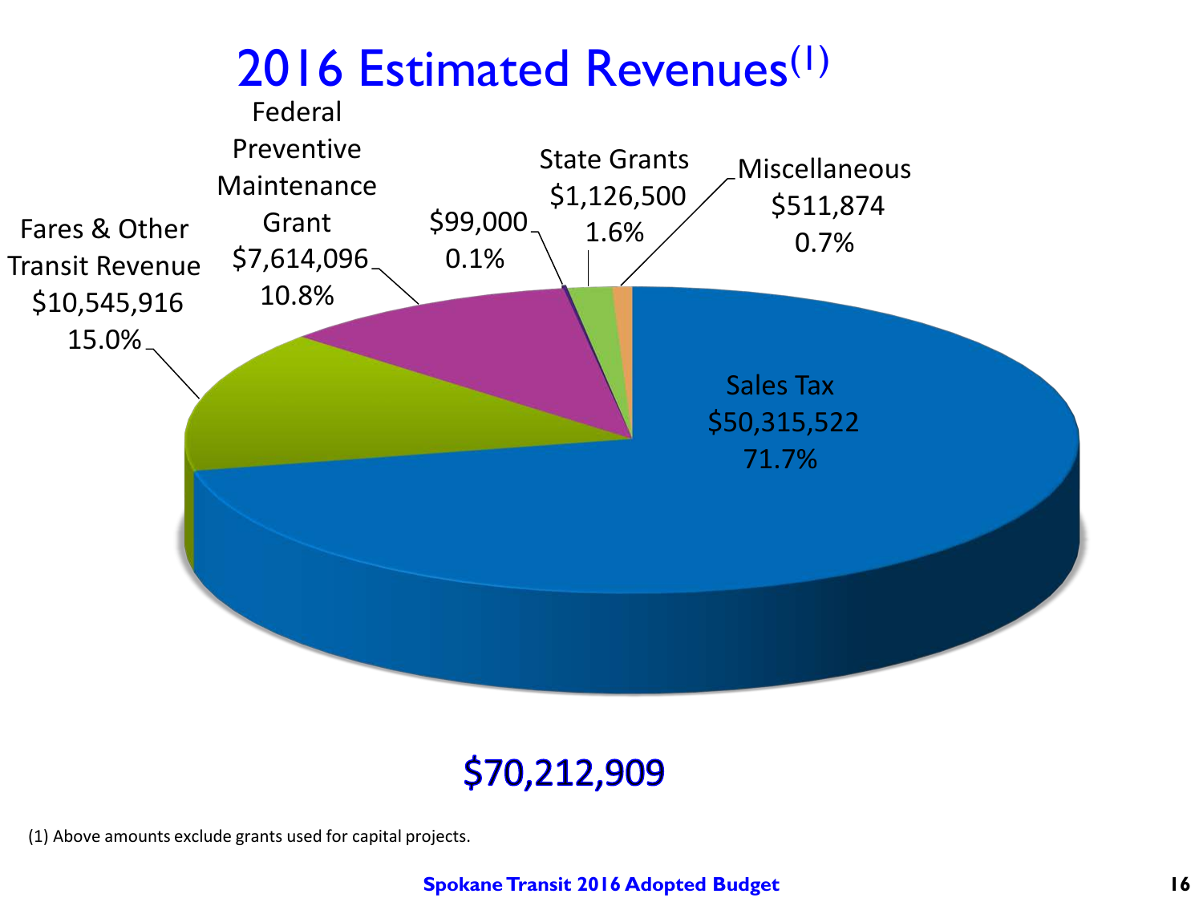# 2016 Estimated Revenues[1]

Federal Preventive Maintenance Grant
$7,614,096
10.8%

Fares & Other Transit Revenue
$10,545,916
15.0%

$99,000
0.1%

State Grants
$1,126,500
1.6%

Miscellaneous
$511,874
0.7%

Sales Tax
$50,315,522
71.7%

**$70,212,909**

(1) Above amounts exclude grants used for capital projects.

**Spokane Transit 2016 Adopted Budget**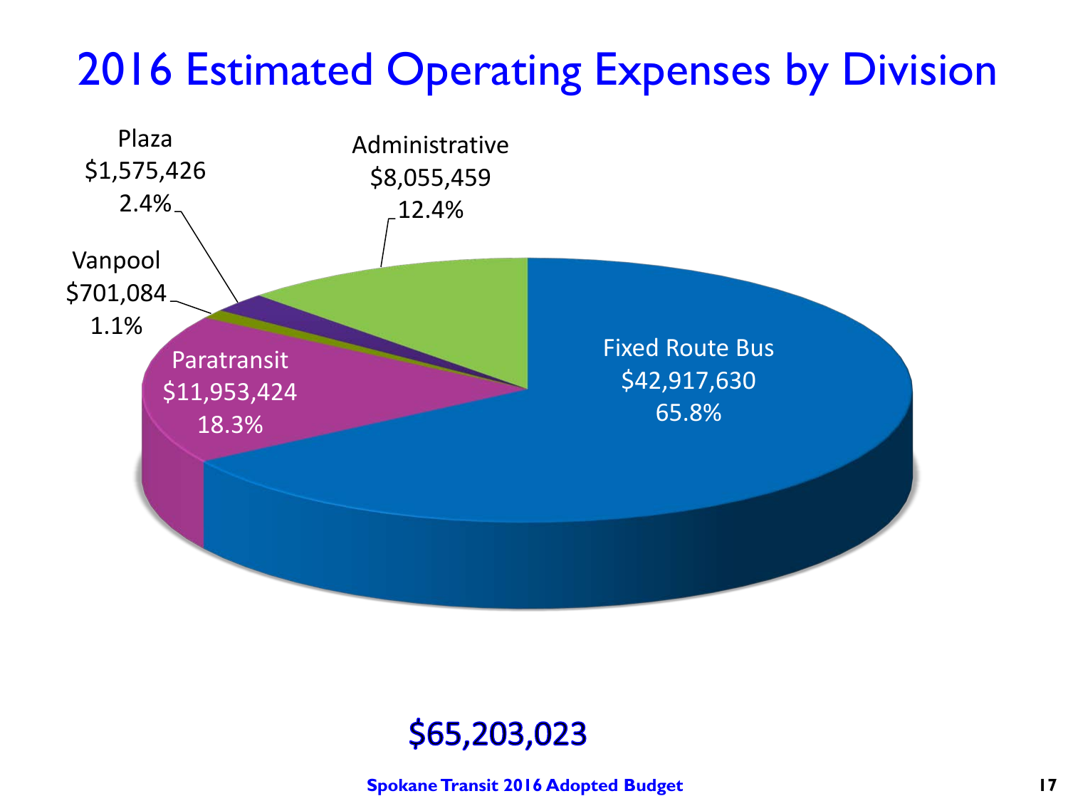# 2016 Estimated Operating Expenses by Division

| Division | Amount | Percent |
|---|---|---|
| Fixed Route Bus | $42,917,630 | 65.8% |
| Paratransit | $11,953,424 | 18.3% |
| Vanpool | $701,084 | 1.1% |
| Plaza | $1,575,426 | 2.4% |
| Administrative | $8,055,459 | 12.4% |

**$65,203,023**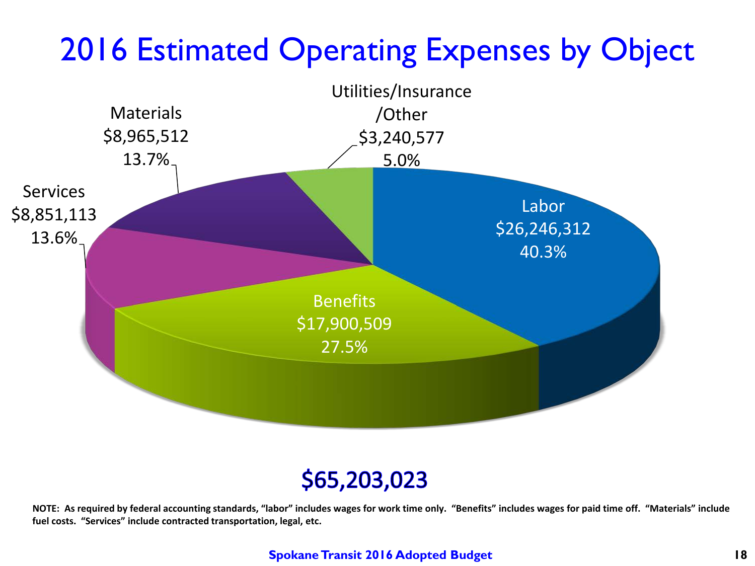# 2016 Estimated Operating Expenses by Object

| Object | Amount | Percent |
| --- | --- | --- |
| Labor | $26,246,312 | 40.3% |
| Benefits | $17,900,509 | 27.5% |
| Services | $8,851,113 | 13.6% |
| Materials | $8,965,512 | 13.7% |
| Utilities/Insurance/Other | $3,240,577 | 5.0% |

**$65,203,023**

**NOTE: As required by federal accounting standards, "labor" includes wages for work time only. "Benefits" includes wages for paid time off. "Materials" include fuel costs. "Services" include contracted transportation, legal, etc.**

**Spokane Transit 2016 Adopted Budget**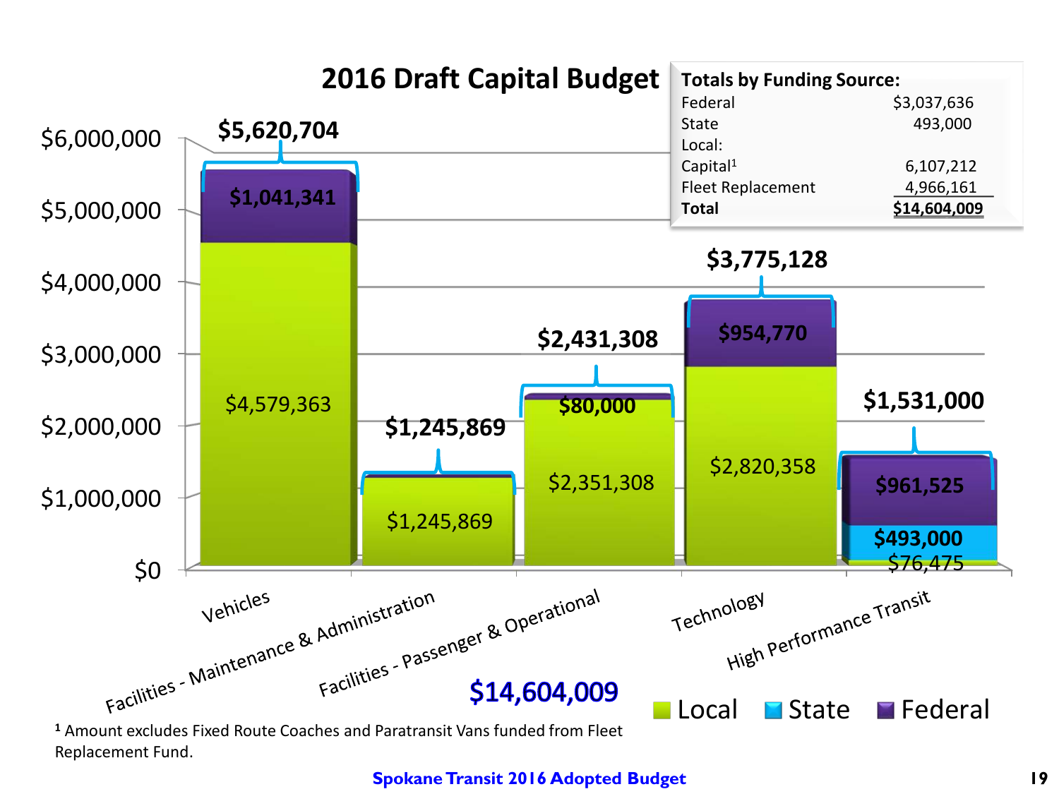# 2016 Draft Capital Budget

| Totals by Funding Source: | |
|---|---|
| Federal | $3,037,636 |
| State | 493,000 |
| Local: | |
| Capital[1] | 6,107,212 |
| Fleet Replacement | 4,966,161 |
| **Total** | **$14,604,009** |

| Category | Local | State | Federal | Total |
|---|---|---|---|---|
| Vehicles | $4,579,363 | | $1,041,341 | $5,620,704 |
| Facilities - Maintenance & Administration | $1,245,869 | | | $1,245,869 |
| Facilities - Passenger & Operational | $2,351,308 | | $80,000 | $2,431,308 |
| Technology | $2,820,358 | | $954,770 | $3,775,128 |
| High Performance Transit | $76,475 | $493,000 | $961,525 | $1,531,000 |

**$14,604,009**

[1] Amount excludes Fixed Route Coaches and Paratransit Vans funded from Fleet Replacement Fund.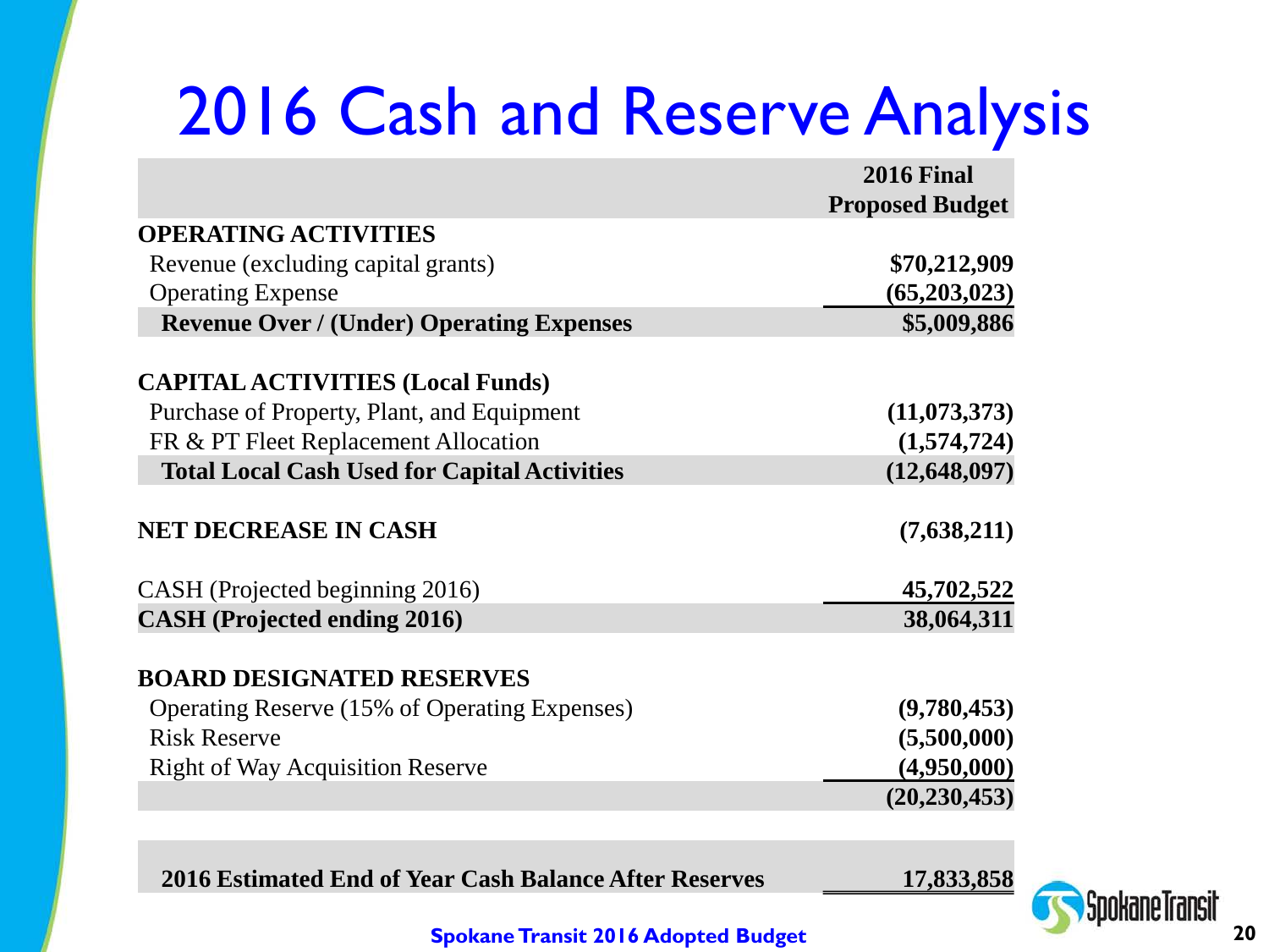# 2016 Cash and Reserve Analysis

| | 2016 Final Proposed Budget |
|---|---:|
| **OPERATING ACTIVITIES** | |
| Revenue (excluding capital grants) | **$70,212,909** |
| Operating Expense | **(65,203,023)** |
| **Revenue Over / (Under) Operating Expenses** | **$5,009,886** |
| | |
| **CAPITAL ACTIVITIES (Local Funds)** | |
| Purchase of Property, Plant, and Equipment | **(11,073,373)** |
| FR & PT Fleet Replacement Allocation | **(1,574,724)** |
| **Total Local Cash Used for Capital Activities** | **(12,648,097)** |
| | |
| **NET DECREASE IN CASH** | **(7,638,211)** |
| | |
| CASH (Projected beginning 2016) | **45,702,522** |
| **CASH (Projected ending 2016)** | **38,064,311** |
| | |
| **BOARD DESIGNATED RESERVES** | |
| Operating Reserve (15% of Operating Expenses) | **(9,780,453)** |
| Risk Reserve | **(5,500,000)** |
| Right of Way Acquisition Reserve | **(4,950,000)** |
| | **(20,230,453)** |
| | |
| **2016 Estimated End of Year Cash Balance After Reserves** | **17,833,858** |

**Spokane Transit 2016 Adopted Budget**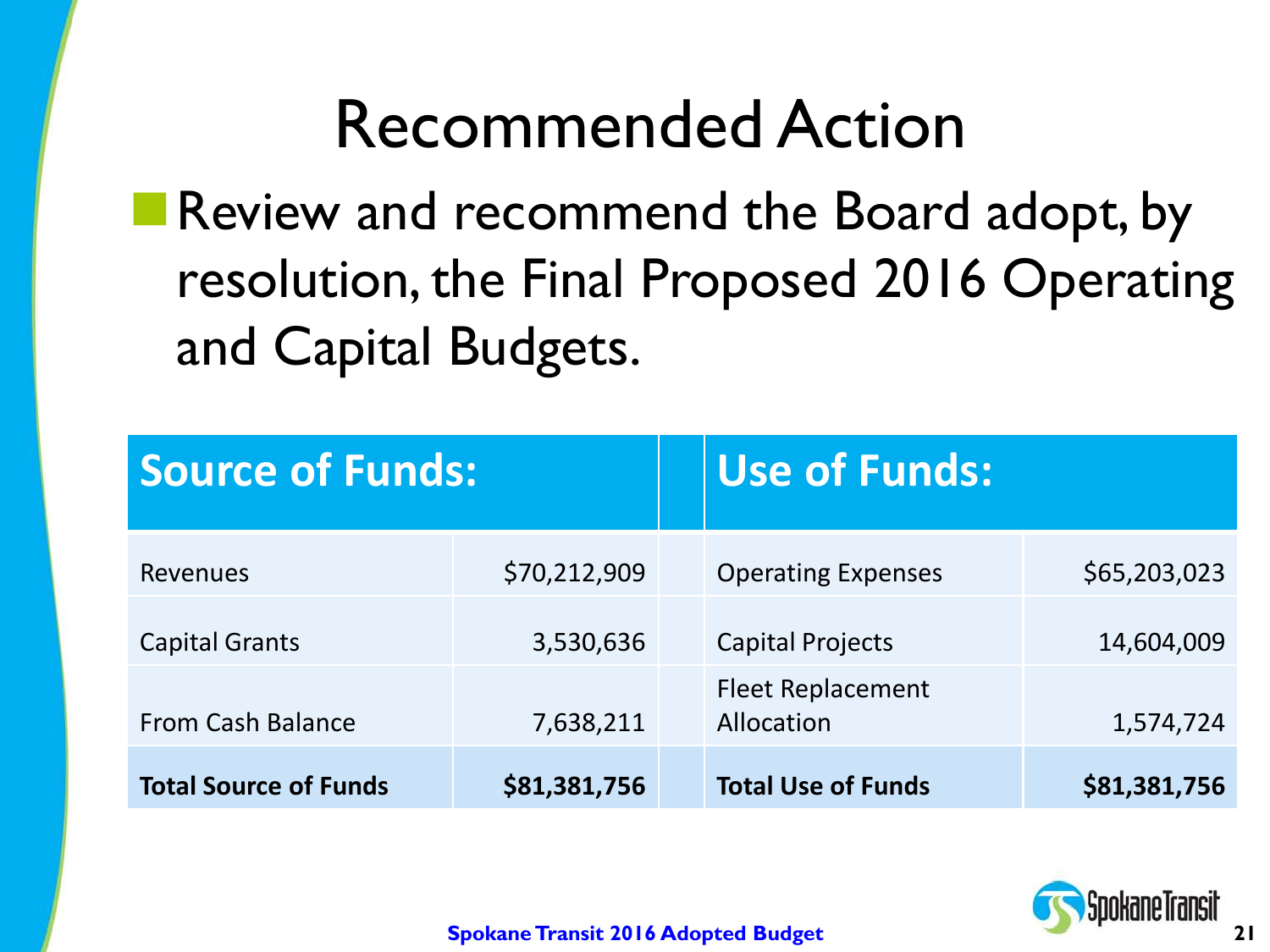# Recommended Action

- Review and recommend the Board adopt, by resolution, the Final Proposed 2016 Operating and Capital Budgets.

| Source of Funds: | | | Use of Funds: | |
|---|---|---|---|---|
| Revenues | $70,212,909 | | Operating Expenses | $65,203,023 |
| Capital Grants | 3,530,636 | | Capital Projects | 14,604,009 |
| From Cash Balance | 7,638,211 | | Fleet Replacement Allocation | 1,574,724 |
| **Total Source of Funds** | **$81,381,756** | | **Total Use of Funds** | **$81,381,756** |